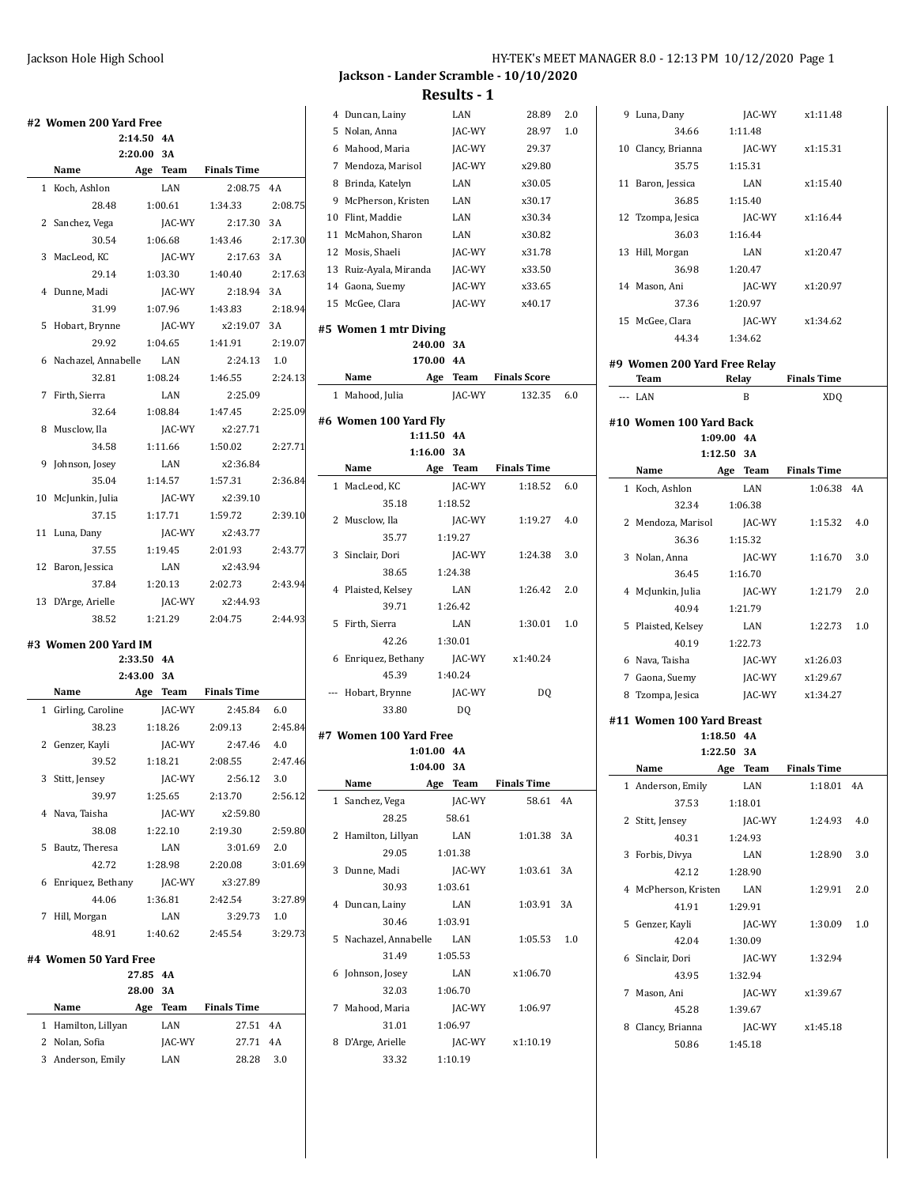# Jackson - Lander Scramble - 10/10/2020

## Results - 1

### #2 Women 200 Yard Free

2:14.50 4A
2:20.00 3A

| | Name | Age | Team | Finals Time | |
|---|---|---|---|---|---|
| 1 | Koch, Ashlon | | LAN | 2:08.75 | 4A |
| | 28.48 | 1:00.61 | 1:34.33 | 2:08.75 | |
| 2 | Sanchez, Vega | | JAC-WY | 2:17.30 | 3A |
| | 30.54 | 1:06.68 | 1:43.46 | 2:17.30 | |
| 3 | MacLeod, KC | | JAC-WY | 2:17.63 | 3A |
| | 29.14 | 1:03.30 | 1:40.40 | 2:17.63 | |
| 4 | Dunne, Madi | | JAC-WY | 2:18.94 | 3A |
| | 31.99 | 1:07.96 | 1:43.83 | 2:18.94 | |
| 5 | Hobart, Brynne | | JAC-WY | x2:19.07 | 3A |
| | 29.92 | 1:04.65 | 1:41.91 | 2:19.07 | |
| 6 | Nachazel, Annabelle | | LAN | 2:24.13 | 1.0 |
| | 32.81 | 1:08.24 | 1:46.55 | 2:24.13 | |
| 7 | Firth, Sierra | | LAN | 2:25.09 | |
| | 32.64 | 1:08.84 | 1:47.45 | 2:25.09 | |
| 8 | Musclow, Ila | | JAC-WY | x2:27.71 | |
| | 34.58 | 1:11.66 | 1:50.02 | 2:27.71 | |
| 9 | Johnson, Josey | | LAN | x2:36.84 | |
| | 35.04 | 1:14.57 | 1:57.31 | 2:36.84 | |
| 10 | McJunkin, Julia | | JAC-WY | x2:39.10 | |
| | 37.15 | 1:17.71 | 1:59.72 | 2:39.10 | |
| 11 | Luna, Dany | | JAC-WY | x2:43.77 | |
| | 37.55 | 1:19.45 | 2:01.93 | 2:43.77 | |
| 12 | Baron, Jessica | | LAN | x2:43.94 | |
| | 37.84 | 1:20.13 | 2:02.73 | 2:43.94 | |
| 13 | D'Arge, Arielle | | JAC-WY | x2:44.93 | |
| | 38.52 | 1:21.29 | 2:04.75 | 2:44.93 | |

### #3 Women 200 Yard IM

2:33.50 4A
2:43.00 3A

| | Name | Age | Team | Finals Time | |
|---|---|---|---|---|---|
| 1 | Girling, Caroline | | JAC-WY | 2:45.84 | 6.0 |
| | 38.23 | 1:18.26 | 2:09.13 | 2:45.84 | |
| 2 | Genzer, Kayli | | JAC-WY | 2:47.46 | 4.0 |
| | 39.52 | 1:18.21 | 2:08.55 | 2:47.46 | |
| 3 | Stitt, Jensey | | JAC-WY | 2:56.12 | 3.0 |
| | 39.97 | 1:25.65 | 2:13.70 | 2:56.12 | |
| 4 | Nava, Taisha | | JAC-WY | x2:59.80 | |
| | 38.08 | 1:22.10 | 2:19.30 | 2:59.80 | |
| 5 | Bautz, Theresa | | LAN | 3:01.69 | 2.0 |
| | 42.72 | 1:28.98 | 2:20.08 | 3:01.69 | |
| 6 | Enriquez, Bethany | | JAC-WY | x3:27.89 | |
| | 44.06 | 1:36.81 | 2:42.54 | 3:27.89 | |
| 7 | Hill, Morgan | | LAN | 3:29.73 | 1.0 |
| | 48.91 | 1:40.62 | 2:45.54 | 3:29.73 | |

### #4 Women 50 Yard Free

27.85 4A
28.00 3A

| | Name | Age | Team | Finals Time | |
|---|---|---|---|---|---|
| 1 | Hamilton, Lillyan | | LAN | 27.51 | 4A |
| 2 | Nolan, Sofia | | JAC-WY | 27.71 | 4A |
| 3 | Anderson, Emily | | LAN | 28.28 | 3.0 |
| 4 | Duncan, Lainy | | LAN | 28.89 | 2.0 |
| 5 | Nolan, Anna | | JAC-WY | 28.97 | 1.0 |
| 6 | Mahood, Maria | | JAC-WY | 29.37 | |
| 7 | Mendoza, Marisol | | JAC-WY | x29.80 | |
| 8 | Brinda, Katelyn | | LAN | x30.05 | |
| 9 | McPherson, Kristen | | LAN | x30.17 | |
| 10 | Flint, Maddie | | LAN | x30.34 | |
| 11 | McMahon, Sharon | | LAN | x30.82 | |
| 12 | Mosis, Shaeli | | JAC-WY | x31.78 | |
| 13 | Ruiz-Ayala, Miranda | | JAC-WY | x33.50 | |
| 14 | Gaona, Suemy | | JAC-WY | x33.65 | |
| 15 | McGee, Clara | | JAC-WY | x40.17 | |

### #5 Women 1 mtr Diving

240.00 3A
170.00 4A

| | Name | Age | Team | Finals Score | |
|---|---|---|---|---|---|
| 1 | Mahood, Julia | | JAC-WY | 132.35 | 6.0 |

### #6 Women 100 Yard Fly

1:11.50 4A
1:16.00 3A

| | Name | Age | Team | Finals Time | |
|---|---|---|---|---|---|
| 1 | MacLeod, KC | | JAC-WY | 1:18.52 | 6.0 |
| | 35.18 | 1:18.52 | | | |
| 2 | Musclow, Ila | | JAC-WY | 1:19.27 | 4.0 |
| | 35.77 | 1:19.27 | | | |
| 3 | Sinclair, Dori | | JAC-WY | 1:24.38 | 3.0 |
| | 38.65 | 1:24.38 | | | |
| 4 | Plaisted, Kelsey | | LAN | 1:26.42 | 2.0 |
| | 39.71 | 1:26.42 | | | |
| 5 | Firth, Sierra | | LAN | 1:30.01 | 1.0 |
| | 42.26 | 1:30.01 | | | |
| 6 | Enriquez, Bethany | | JAC-WY | x1:40.24 | |
| | 45.39 | 1:40.24 | | | |
| --- | Hobart, Brynne | | JAC-WY | DQ | |
| | 33.80 | DQ | | | |

### #7 Women 100 Yard Free

1:01.00 4A
1:04.00 3A

| | Name | Age | Team | Finals Time | |
|---|---|---|---|---|---|
| 1 | Sanchez, Vega | | JAC-WY | 58.61 | 4A |
| | 28.25 | 58.61 | | | |
| 2 | Hamilton, Lillyan | | LAN | 1:01.38 | 3A |
| | 29.05 | 1:01.38 | | | |
| 3 | Dunne, Madi | | JAC-WY | 1:03.61 | 3A |
| | 30.93 | 1:03.61 | | | |
| 4 | Duncan, Lainy | | LAN | 1:03.91 | 3A |
| | 30.46 | 1:03.91 | | | |
| 5 | Nachazel, Annabelle | | LAN | 1:05.53 | 1.0 |
| | 31.49 | 1:05.53 | | | |
| 6 | Johnson, Josey | | LAN | x1:06.70 | |
| | 32.03 | 1:06.70 | | | |
| 7 | Mahood, Maria | | JAC-WY | 1:06.97 | |
| | 31.01 | 1:06.97 | | | |
| 8 | D'Arge, Arielle | | JAC-WY | x1:10.19 | |
| | 33.32 | 1:10.19 | | | |
| 9 | Luna, Dany | | JAC-WY | x1:11.48 | |
| | 34.66 | 1:11.48 | | | |
| 10 | Clancy, Brianna | | JAC-WY | x1:15.31 | |
| | 35.75 | 1:15.31 | | | |
| 11 | Baron, Jessica | | LAN | x1:15.40 | |
| | 36.85 | 1:15.40 | | | |
| 12 | Tzompa, Jesica | | JAC-WY | x1:16.44 | |
| | 36.03 | 1:16.44 | | | |
| 13 | Hill, Morgan | | LAN | x1:20.47 | |
| | 36.98 | 1:20.47 | | | |
| 14 | Mason, Ani | | JAC-WY | x1:20.97 | |
| | 37.36 | 1:20.97 | | | |
| 15 | McGee, Clara | | JAC-WY | x1:34.62 | |
| | 44.34 | 1:34.62 | | | |

### #9 Women 200 Yard Free Relay

| | Team | Relay | Finals Time |
|---|---|---|---|
| --- | LAN | B | XDQ |

### #10 Women 100 Yard Back

1:09.00 4A
1:12.50 3A

| | Name | Age | Team | Finals Time | |
|---|---|---|---|---|---|
| 1 | Koch, Ashlon | | LAN | 1:06.38 | 4A |
| | 32.34 | 1:06.38 | | | |
| 2 | Mendoza, Marisol | | JAC-WY | 1:15.32 | 4.0 |
| | 36.36 | 1:15.32 | | | |
| 3 | Nolan, Anna | | JAC-WY | 1:16.70 | 3.0 |
| | 36.45 | 1:16.70 | | | |
| 4 | McJunkin, Julia | | JAC-WY | 1:21.79 | 2.0 |
| | 40.94 | 1:21.79 | | | |
| 5 | Plaisted, Kelsey | | LAN | 1:22.73 | 1.0 |
| | 40.19 | 1:22.73 | | | |
| 6 | Nava, Taisha | | JAC-WY | x1:26.03 | |
| 7 | Gaona, Suemy | | JAC-WY | x1:29.67 | |
| 8 | Tzompa, Jesica | | JAC-WY | x1:34.27 | |

### #11 Women 100 Yard Breast

1:18.50 4A
1:22.50 3A

| | Name | Age | Team | Finals Time | |
|---|---|---|---|---|---|
| 1 | Anderson, Emily | | LAN | 1:18.01 | 4A |
| | 37.53 | 1:18.01 | | | |
| 2 | Stitt, Jensey | | JAC-WY | 1:24.93 | 4.0 |
| | 40.31 | 1:24.93 | | | |
| 3 | Forbis, Divya | | LAN | 1:28.90 | 3.0 |
| | 42.12 | 1:28.90 | | | |
| 4 | McPherson, Kristen | | LAN | 1:29.91 | 2.0 |
| | 41.91 | 1:29.91 | | | |
| 5 | Genzer, Kayli | | JAC-WY | 1:30.09 | 1.0 |
| | 42.04 | 1:30.09 | | | |
| 6 | Sinclair, Dori | | JAC-WY | 1:32.94 | |
| | 43.95 | 1:32.94 | | | |
| 7 | Mason, Ani | | JAC-WY | x1:39.67 | |
| | 45.28 | 1:39.67 | | | |
| 8 | Clancy, Brianna | | JAC-WY | x1:45.18 | |
| | 50.86 | 1:45.18 | | | |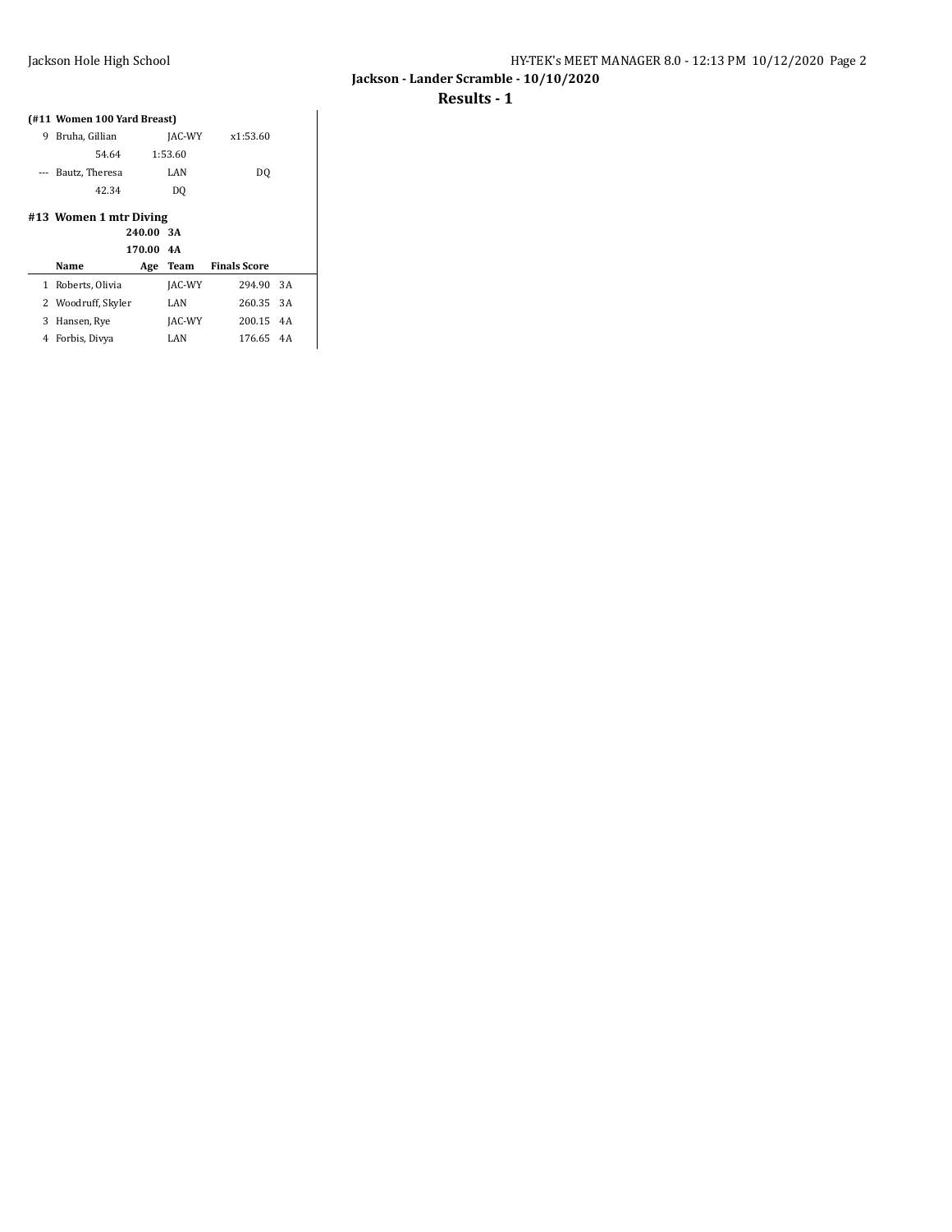## Jackson - Lander Scramble - 10/10/2020

## Results - 1

**(#11 Women 100 Yard Breast)**

| | | | | |
|---|---|---|---|---|
| 9 | Bruha, Gillian | | JAC-WY | x1:53.60 |
| | 54.64 | 1:53.60 | | |
| --- | Bautz, Theresa | | LAN | DQ |
| | 42.34 | DQ | | |

**#13 Women 1 mtr Diving**

**240.00 3A**

**170.00 4A**

| | Name | Age | Team | Finals Score | |
|---|---|---|---|---|---|
| 1 | Roberts, Olivia | | JAC-WY | 294.90 | 3A |
| 2 | Woodruff, Skyler | | LAN | 260.35 | 3A |
| 3 | Hansen, Rye | | JAC-WY | 200.15 | 4A |
| 4 | Forbis, Divya | | LAN | 176.65 | 4A |